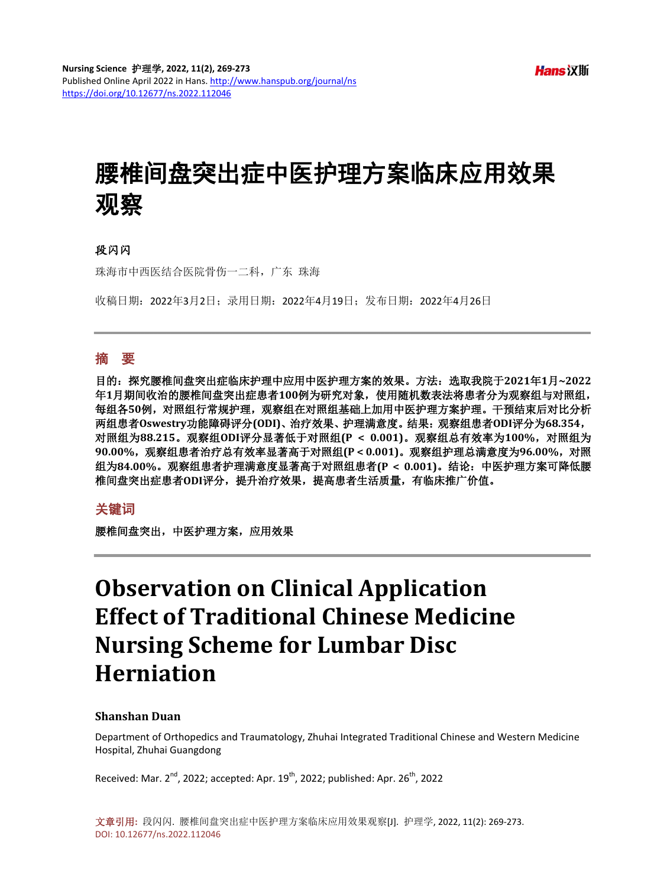# 腰椎间盘突出症中医护理方案临床应用效果观察

**段闪闪**

珠海市中西医结合医院骨伤一二科，广东 珠海

收稿日期：2022年3月2日；录用日期：2022年4月19日；发布日期：2022年4月26日

## 摘 要

**目的：探究腰椎间盘突出症临床护理中应用中医护理方案的效果。方法：选取我院于2021年1月~2022年1月期间收治的腰椎间盘突出症患者100例为研究对象，使用随机数表法将患者分为观察组与对照组，每组各50例，对照组行常规护理，观察组在对照组基础上加用中医护理方案护理。干预结束后对比分析两组患者Oswestry功能障碍评分(ODI)、治疗效果、护理满意度。结果：观察组患者ODI评分为68.354，对照组为88.215。观察组ODI评分显著低于对照组($P < 0.001$)。观察组总有效率为100%，对照组为90.00%，观察组患者治疗总有效率显著高于对照组($P < 0.001$)。观察组护理总满意度为96.00%，对照组为84.00%。观察组患者护理满意度显著高于对照组患者($P < 0.001$)。结论：中医护理方案可降低腰椎间盘突出症患者ODI评分，提升治疗效果，提高患者生活质量，有临床推广价值。**

## 关键词

**腰椎间盘突出，中医护理方案，应用效果**

# Observation on Clinical Application Effect of Traditional Chinese Medicine Nursing Scheme for Lumbar Disc Herniation

**Shanshan Duan**

Department of Orthopedics and Traumatology, Zhuhai Integrated Traditional Chinese and Western Medicine Hospital, Zhuhai Guangdong

Received: Mar. 2nd, 2022; accepted: Apr. 19th, 2022; published: Apr. 26th, 2022

文章引用: 段闪闪. 腰椎间盘突出症中医护理方案临床应用效果观察[J]. 护理学, 2022, 11(2): 269-273.
DOI: 10.12677/ns.2022.112046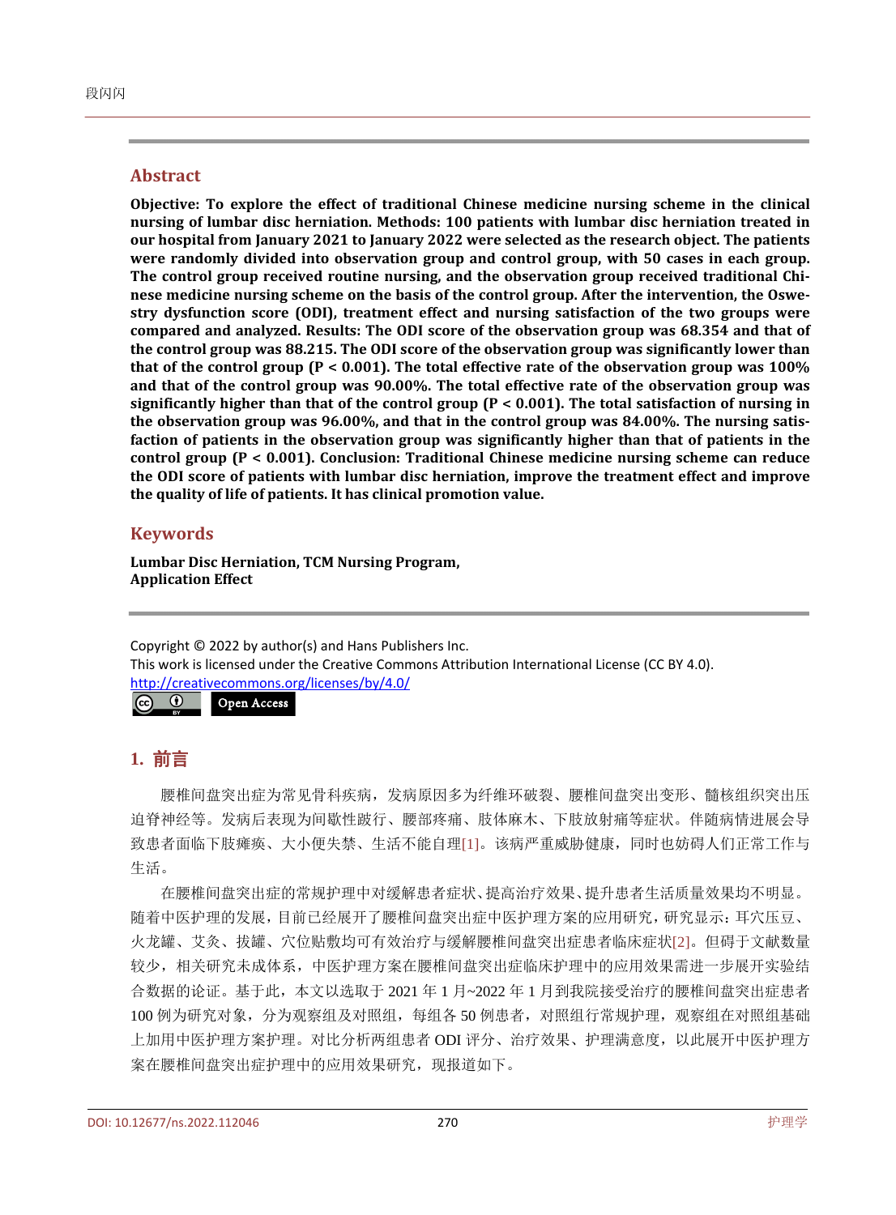## Abstract

**Objective: To explore the effect of traditional Chinese medicine nursing scheme in the clinical nursing of lumbar disc herniation. Methods: 100 patients with lumbar disc herniation treated in our hospital from January 2021 to January 2022 were selected as the research object. The patients were randomly divided into observation group and control group, with 50 cases in each group. The control group received routine nursing, and the observation group received traditional Chinese medicine nursing scheme on the basis of the control group. After the intervention, the Oswestry dysfunction score (ODI), treatment effect and nursing satisfaction of the two groups were compared and analyzed. Results: The ODI score of the observation group was 68.354 and that of the control group was 88.215. The ODI score of the observation group was significantly lower than that of the control group (P < 0.001). The total effective rate of the observation group was 100% and that of the control group was 90.00%. The total effective rate of the observation group was significantly higher than that of the control group (P < 0.001). The total satisfaction of nursing in the observation group was 96.00%, and that in the control group was 84.00%. The nursing satisfaction of patients in the observation group was significantly higher than that of patients in the control group (P < 0.001). Conclusion: Traditional Chinese medicine nursing scheme can reduce the ODI score of patients with lumbar disc herniation, improve the treatment effect and improve the quality of life of patients. It has clinical promotion value.**

## Keywords

**Lumbar Disc Herniation, TCM Nursing Program, Application Effect**

Copyright © 2022 by author(s) and Hans Publishers Inc.
This work is licensed under the Creative Commons Attribution International License (CC BY 4.0).
http://creativecommons.org/licenses/by/4.0/
Open Access

## 1. 前言

腰椎间盘突出症为常见骨科疾病，发病原因多为纤维环破裂、腰椎间盘突出变形、髓核组织突出压迫脊神经等。发病后表现为间歇性跛行、腰部疼痛、肢体麻木、下肢放射痛等症状。伴随病情进展会导致患者面临下肢瘫痪、大小便失禁、生活不能自理[1]。该病严重威胁健康，同时也妨碍人们正常工作与生活。

在腰椎间盘突出症的常规护理中对缓解患者症状、提高治疗效果、提升患者生活质量效果均不明显。随着中医护理的发展，目前已经展开了腰椎间盘突出症中医护理方案的应用研究，研究显示：耳穴压豆、火龙罐、艾灸、拔罐、穴位贴敷均可有效治疗与缓解腰椎间盘突出症患者临床症状[2]。但碍于文献数量较少，相关研究未成体系，中医护理方案在腰椎间盘突出症临床护理中的应用效果需进一步展开实验结合数据的论证。基于此，本文以选取于 2021 年 1 月~2022 年 1 月到我院接受治疗的腰椎间盘突出症患者 100 例为研究对象，分为观察组及对照组，每组各 50 例患者，对照组行常规护理，观察组在对照组基础上加用中医护理方案护理。对比分析两组患者 ODI 评分、治疗效果、护理满意度，以此展开中医护理方案在腰椎间盘突出症护理中的应用效果研究，现报道如下。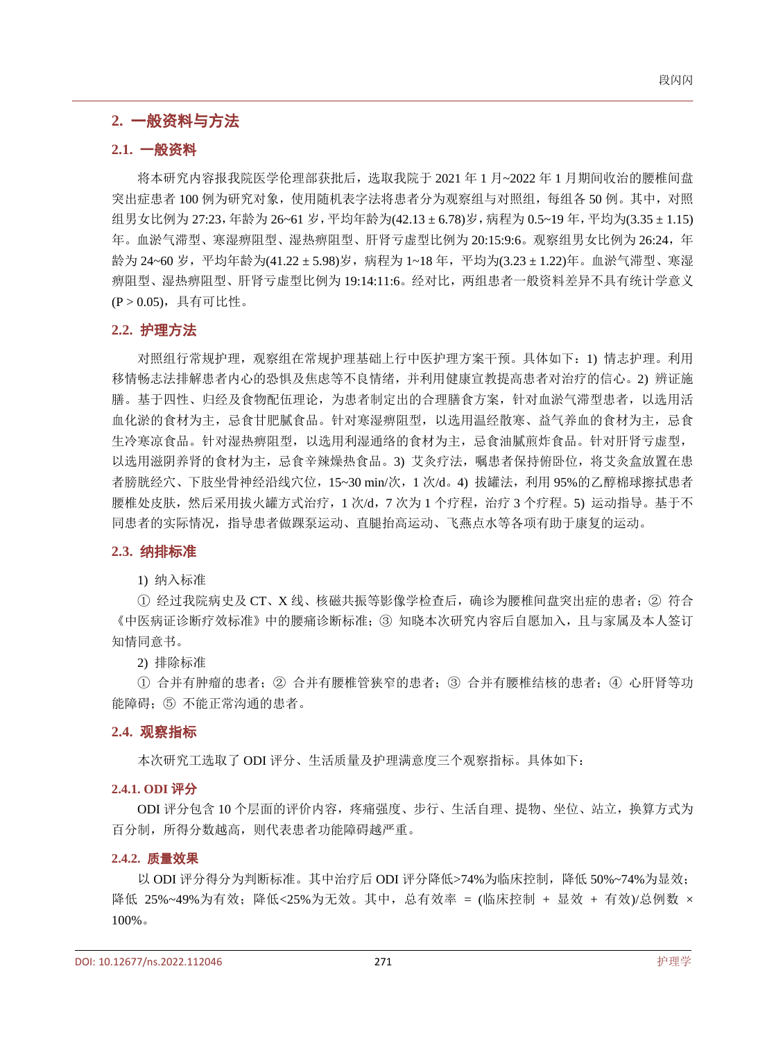## 2. 一般资料与方法

### 2.1. 一般资料

将本研究内容报我院医学伦理部获批后，选取我院于 2021 年 1 月~2022 年 1 月期间收治的腰椎间盘突出症患者 100 例为研究对象，使用随机表字法将患者分为观察组与对照组，每组各 50 例。其中，对照组男女比例为 27:23，年龄为 26~61 岁，平均年龄为(42.13 ± 6.78)岁，病程为 0.5~19 年，平均为(3.35 ± 1.15)年。血淤气滞型、寒湿痹阻型、湿热痹阻型、肝肾亏虚型比例为 20:15:9:6。观察组男女比例为 26:24，年龄为 24~60 岁，平均年龄为(41.22 ± 5.98)岁，病程为 1~18 年，平均为(3.23 ± 1.22)年。血淤气滞型、寒湿痹阻型、湿热痹阻型、肝肾亏虚型比例为 19:14:11:6。经对比，两组患者一般资料差异不具有统计学意义($P > 0.05$)，具有可比性。

### 2.2. 护理方法

对照组行常规护理，观察组在常规护理基础上行中医护理方案干预。具体如下：1) 情志护理。利用移情畅志法排解患者内心的恐惧及焦虑等不良情绪，并利用健康宣教提高患者对治疗的信心。2) 辨证施膳。基于四性、归经及食物配伍理论，为患者制定出的合理膳食方案，针对血淤气滞型患者，以选用活血化淤的食材为主，忌食甘肥腻食品。针对寒湿痹阻型，以选用温经散寒、益气养血的食材为主，忌食生冷寒凉食品。针对湿热痹阻型，以选用利湿通络的食材为主，忌食油腻煎炸食品。针对肝肾亏虚型，以选用滋阴养肾的食材为主，忌食辛辣燥热食品。3) 艾灸疗法，嘱患者保持俯卧位，将艾灸盒放置在患者膀胱经穴、下肢坐骨神经沿线穴位，15~30 min/次，1 次/d。4) 拔罐法，利用 95%的乙醇棉球擦拭患者腰椎处皮肤，然后采用拔火罐方式治疗，1 次/d，7 次为 1 个疗程，治疗 3 个疗程。5) 运动指导。基于不同患者的实际情况，指导患者做踝泵运动、直腿抬高运动、飞燕点水等各项有助于康复的运动。

### 2.3. 纳排标准

1) 纳入标准

① 经过我院病史及 CT、X 线、核磁共振等影像学检查后，确诊为腰椎间盘突出症的患者；② 符合《中医病证诊断疗效标准》中的腰痛诊断标准；③ 知晓本次研究内容后自愿加入，且与家属及本人签订知情同意书。

2) 排除标准

① 合并有肿瘤的患者；② 合并有腰椎管狭窄的患者；③ 合并有腰椎结核的患者；④ 心肝肾等功能障碍；⑤ 不能正常沟通的患者。

### 2.4. 观察指标

本次研究工选取了 ODI 评分、生活质量及护理满意度三个观察指标。具体如下：

#### 2.4.1. ODI 评分

ODI 评分包含 10 个层面的评价内容，疼痛强度、步行、生活自理、提物、坐位、站立，换算方式为百分制，所得分数越高，则代表患者功能障碍越严重。

#### 2.4.2. 质量效果

以 ODI 评分得分为判断标准。其中治疗后 ODI 评分降低>74%为临床控制，降低 50%~74%为显效；降低 25%~49%为有效；降低<25%为无效。其中，总有效率 = (临床控制 + 显效 + 有效)/总例数 × 100%。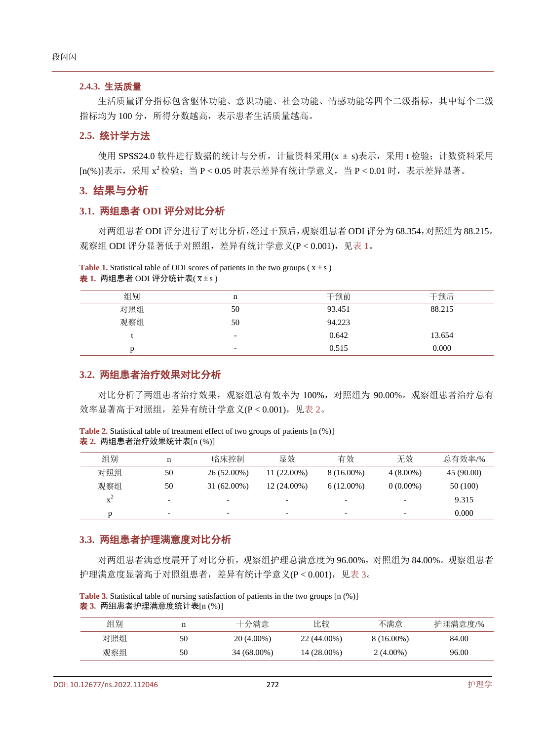### 2.4.3. 生活质量

生活质量评分指标包含躯体功能、意识功能、社会功能、情感功能等四个二级指标，其中每个二级指标均为 100 分，所得分数越高，表示患者生活质量越高。

## 2.5. 统计学方法

使用 SPSS24.0 软件进行数据的统计与分析，计量资料采用(x ± s)表示，采用 t 检验；计数资料采用[n(%)]表示，采用 $x^2$ 检验；当 $P < 0.05$ 时表示差异有统计学意义，当 $P < 0.01$ 时，表示差异显著。

# 3. 结果与分析

## 3.1. 两组患者 ODI 评分对比分析

对两组患者 ODI 评分进行了对比分析，经过干预后，观察组患者 ODI 评分为 68.354，对照组为 88.215。观察组 ODI 评分显著低于对照组，差异有统计学意义($P < 0.001$)，见表 1。

**Table 1.** Statistical table of ODI scores of patients in the two groups ($\bar{x} \pm s$)
**表 1.** 两组患者 ODI 评分统计表($\bar{x} \pm s$)

| 组别 | n | 干预前 | 干预后 |
|---|---|---|---|
| 对照组 | 50 | 93.451 | 88.215 |
| 观察组 | 50 | 94.223 | |
| t | - | 0.642 | 13.654 |
| p | - | 0.515 | 0.000 |

## 3.2. 两组患者治疗效果对比分析

对比分析了两组患者治疗效果，观察组总有效率为 100%，对照组为 90.00%。观察组患者治疗总有效率显著高于对照组，差异有统计学意义($P < 0.001$)，见表 2。

**Table 2.** Statistical table of treatment effect of two groups of patients [n (%)]
**表 2.** 两组患者治疗效果统计表[n (%)]

| 组别 | n | 临床控制 | 显效 | 有效 | 无效 | 总有效率/% |
|---|---|---|---|---|---|---|
| 对照组 | 50 | 26 (52.00%) | 11 (22.00%) | 8 (16.00%) | 4 (8.00%) | 45 (90.00) |
| 观察组 | 50 | 31 (62.00%) | 12 (24.00%) | 6 (12.00%) | 0 (0.00%) | 50 (100) |
| $x^2$ | - | - | - | - | - | 9.315 |
| p | - | - | - | - | - | 0.000 |

## 3.3. 两组患者护理满意度对比分析

对两组患者满意度展开了对比分析，观察组护理总满意度为 96.00%，对照组为 84.00%。观察组患者护理满意度显著高于对照组患者，差异有统计学意义($P < 0.001$)，见表 3。

**Table 3.** Statistical table of nursing satisfaction of patients in the two groups [n (%)]
**表 3.** 两组患者护理满意度统计表[n (%)]

| 组别 | n | 十分满意 | 比较 | 不满意 | 护理满意度/% |
|---|---|---|---|---|---|
| 对照组 | 50 | 20 (4.00%) | 22 (44.00%) | 8 (16.00%) | 84.00 |
| 观察组 | 50 | 34 (68.00%) | 14 (28.00%) | 2 (4.00%) | 96.00 |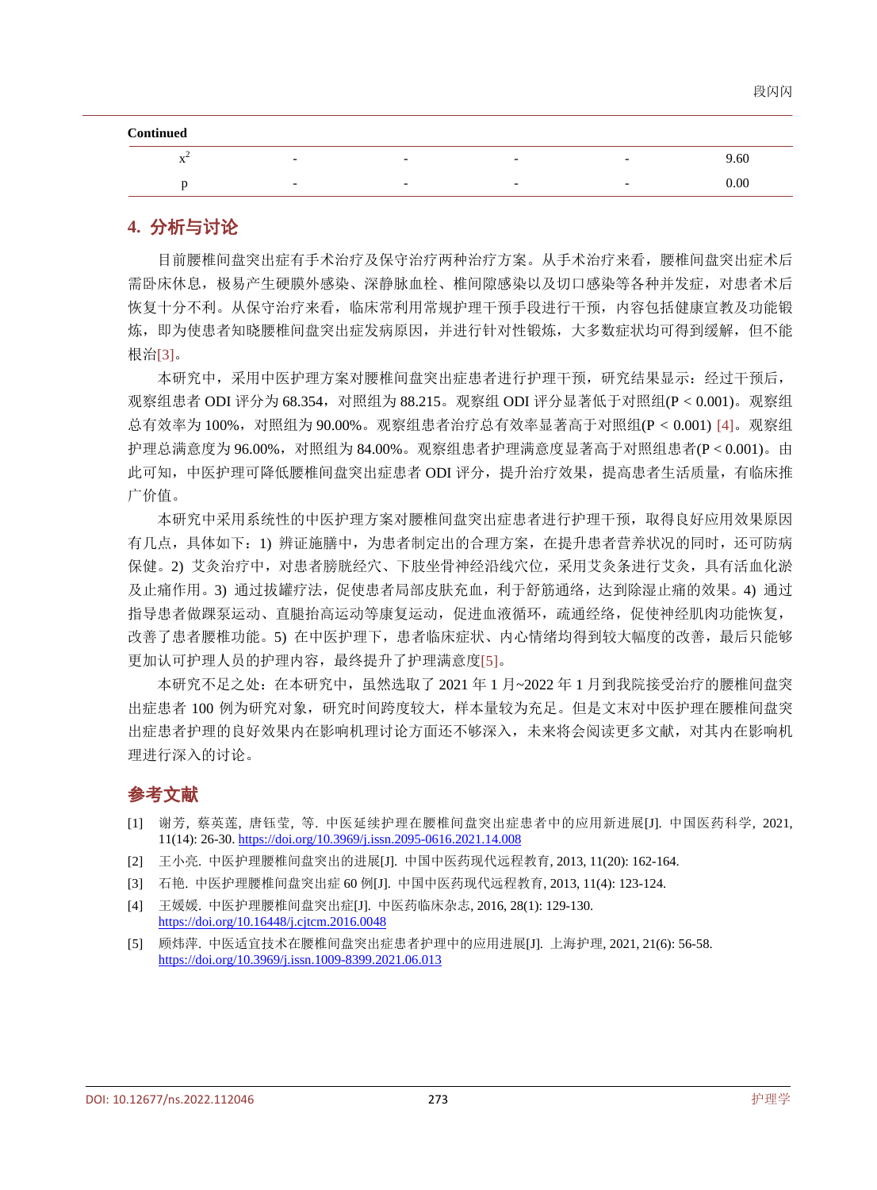Continued

| | | | | | |
|---|---|---|---|---|---|
| $x^2$ | - | - | - | - | 9.60 |
| p | - | - | - | - | 0.00 |

## 4. 分析与讨论

目前腰椎间盘突出症有手术治疗及保守治疗两种治疗方案。从手术治疗来看，腰椎间盘突出症术后需卧床休息，极易产生硬膜外感染、深静脉血栓、椎间隙感染以及切口感染等各种并发症，对患者术后恢复十分不利。从保守治疗来看，临床常利用常规护理干预手段进行干预，内容包括健康宣教及功能锻炼，即为使患者知晓腰椎间盘突出症发病原因，并进行针对性锻炼，大多数症状均可得到缓解，但不能根治[3]。

本研究中，采用中医护理方案对腰椎间盘突出症患者进行护理干预，研究结果显示：经过干预后，观察组患者 ODI 评分为 68.354，对照组为 88.215。观察组 ODI 评分显著低于对照组($P < 0.001$)。观察组总有效率为 100%，对照组为 90.00%。观察组患者治疗总有效率显著高于对照组($P < 0.001$) [4]。观察组护理总满意度为 96.00%，对照组为 84.00%。观察组患者护理满意度显著高于对照组患者($P < 0.001$)。由此可知，中医护理可降低腰椎间盘突出症患者 ODI 评分，提升治疗效果，提高患者生活质量，有临床推广价值。

本研究中采用系统性的中医护理方案对腰椎间盘突出症患者进行护理干预，取得良好应用效果原因有几点，具体如下：1) 辨证施膳中，为患者制定出的合理方案，在提升患者营养状况的同时，还可防病保健。2) 艾灸治疗中，对患者膀胱经穴、下肢坐骨神经沿线穴位，采用艾灸条进行艾灸，具有活血化淤及止痛作用。3) 通过拔罐疗法，促使患者局部皮肤充血，利于舒筋通络，达到除湿止痛的效果。4) 通过指导患者做踝泵运动、直腿抬高运动等康复运动，促进血液循环，疏通经络，促使神经肌肉功能恢复，改善了患者腰椎功能。5) 在中医护理下，患者临床症状、内心情绪均得到较大幅度的改善，最后只能够更加认可护理人员的护理内容，最终提升了护理满意度[5]。

本研究不足之处：在本研究中，虽然选取了 2021 年 1 月~2022 年 1 月到我院接受治疗的腰椎间盘突出症患者 100 例为研究对象，研究时间跨度较大，样本量较为充足。但是文末对中医护理在腰椎间盘突出症患者护理的良好效果内在影响机理讨论方面还不够深入，未来将会阅读更多文献，对其内在影响机理进行深入的讨论。

## 参考文献

[1] 谢芳，蔡英莲，唐钰莹，等. 中医延续护理在腰椎间盘突出症患者中的应用新进展[J]. 中国医药科学，2021, 11(14): 26-30. https://doi.org/10.3969/j.issn.2095-0616.2021.14.008

[2] 王小亮. 中医护理腰椎间盘突出的进展[J]. 中国中医药现代远程教育, 2013, 11(20): 162-164.

[3] 石艳. 中医护理腰椎间盘突出症 60 例[J]. 中国中医药现代远程教育, 2013, 11(4): 123-124.

[4] 王媛媛. 中医护理腰椎间盘突出症[J]. 中医药临床杂志, 2016, 28(1): 129-130. https://doi.org/10.16448/j.cjtcm.2016.0048

[5] 顾炜萍. 中医适宜技术在腰椎间盘突出症患者护理中的应用进展[J]. 上海护理, 2021, 21(6): 56-58. https://doi.org/10.3969/j.issn.1009-8399.2021.06.013